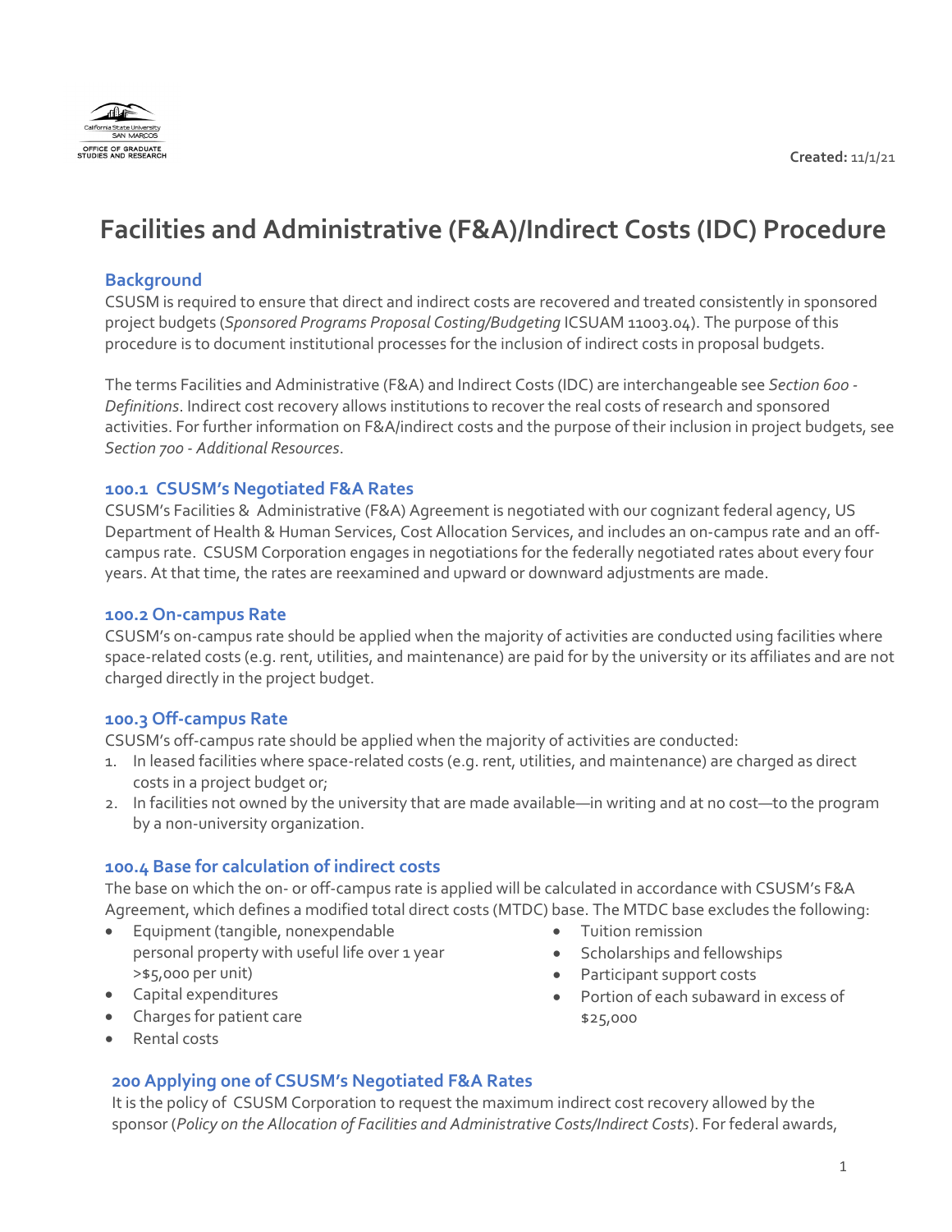Created: 11/1/21

# Facilities and Administrative (F&A)/Indirect Costs (IDC) Procedure

## Background

CSUSM is required to ensure that direct and indirect costs are recovered and treated consistently in sponsored project budgets (*Sponsored Programs Proposal Costing/Budgeting* ICSUAM 11003.04). The purpose of this procedure is to document institutional processes for the inclusion of indirect costs in proposal budgets.

The terms Facilities and Administrative (F&A) and Indirect Costs (IDC) are interchangeable see *Section 600 - Definitions*. Indirect cost recovery allows institutions to recover the real costs of research and sponsored activities. For further information on F&A/indirect costs and the purpose of their inclusion in project budgets, see *Section 700 - Additional Resources*.

### 100.1 CSUSM's Negotiated F&A Rates

CSUSM's Facilities & Administrative (F&A) Agreement is negotiated with our cognizant federal agency, US Department of Health & Human Services, Cost Allocation Services, and includes an on-campus rate and an off-campus rate. CSUSM Corporation engages in negotiations for the federally negotiated rates about every four years. At that time, the rates are reexamined and upward or downward adjustments are made.

### 100.2 On-campus Rate

CSUSM's on-campus rate should be applied when the majority of activities are conducted using facilities where space-related costs (e.g. rent, utilities, and maintenance) are paid for by the university or its affiliates and are not charged directly in the project budget.

### 100.3 Off-campus Rate

CSUSM's off-campus rate should be applied when the majority of activities are conducted:

1. In leased facilities where space-related costs (e.g. rent, utilities, and maintenance) are charged as direct costs in a project budget or;
2. In facilities not owned by the university that are made available—in writing and at no cost—to the program by a non-university organization.

### 100.4 Base for calculation of indirect costs

The base on which the on- or off-campus rate is applied will be calculated in accordance with CSUSM's F&A Agreement, which defines a modified total direct costs (MTDC) base. The MTDC base excludes the following:

- Equipment (tangible, nonexpendable personal property with useful life over 1 year >$5,000 per unit)
- Capital expenditures
- Charges for patient care
- Rental costs
- Tuition remission
- Scholarships and fellowships
- Participant support costs
- Portion of each subaward in excess of $25,000

## 200 Applying one of CSUSM's Negotiated F&A Rates

It is the policy of CSUSM Corporation to request the maximum indirect cost recovery allowed by the sponsor (*Policy on the Allocation of Facilities and Administrative Costs/Indirect Costs*). For federal awards,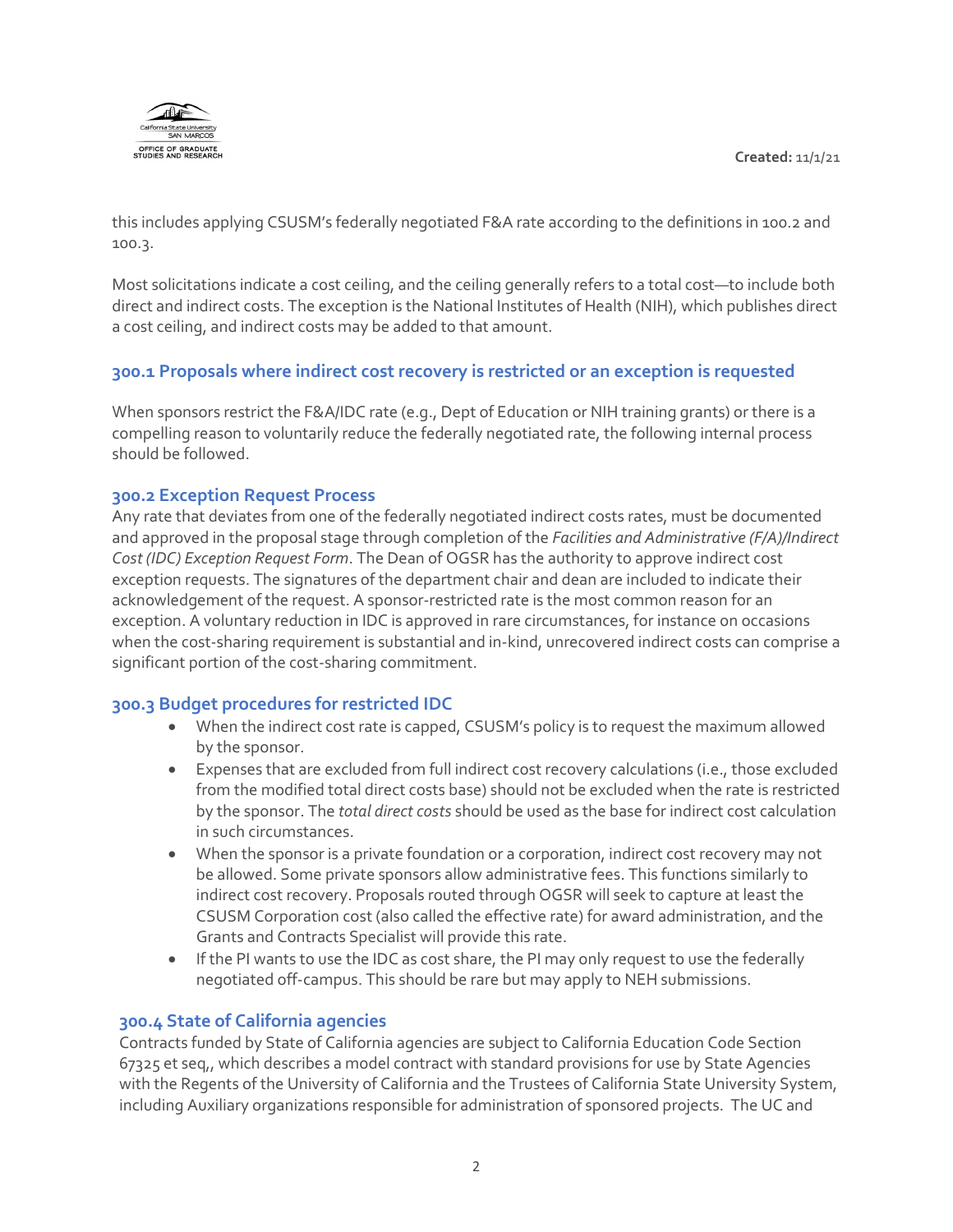this includes applying CSUSM's federally negotiated F&A rate according to the definitions in 100.2 and 100.3.

Most solicitations indicate a cost ceiling, and the ceiling generally refers to a total cost—to include both direct and indirect costs. The exception is the National Institutes of Health (NIH), which publishes direct a cost ceiling, and indirect costs may be added to that amount.

## 300.1 Proposals where indirect cost recovery is restricted or an exception is requested

When sponsors restrict the F&A/IDC rate (e.g., Dept of Education or NIH training grants) or there is a compelling reason to voluntarily reduce the federally negotiated rate, the following internal process should be followed.

### 300.2 Exception Request Process

Any rate that deviates from one of the federally negotiated indirect costs rates, must be documented and approved in the proposal stage through completion of the *Facilities and Administrative (F/A)/Indirect Cost (IDC) Exception Request Form*. The Dean of OGSR has the authority to approve indirect cost exception requests. The signatures of the department chair and dean are included to indicate their acknowledgement of the request. A sponsor-restricted rate is the most common reason for an exception. A voluntary reduction in IDC is approved in rare circumstances, for instance on occasions when the cost-sharing requirement is substantial and in-kind, unrecovered indirect costs can comprise a significant portion of the cost-sharing commitment.

### 300.3 Budget procedures for restricted IDC

- When the indirect cost rate is capped, CSUSM's policy is to request the maximum allowed by the sponsor.
- Expenses that are excluded from full indirect cost recovery calculations (i.e., those excluded from the modified total direct costs base) should not be excluded when the rate is restricted by the sponsor. The *total direct costs* should be used as the base for indirect cost calculation in such circumstances.
- When the sponsor is a private foundation or a corporation, indirect cost recovery may not be allowed. Some private sponsors allow administrative fees. This functions similarly to indirect cost recovery. Proposals routed through OGSR will seek to capture at least the CSUSM Corporation cost (also called the effective rate) for award administration, and the Grants and Contracts Specialist will provide this rate.
- If the PI wants to use the IDC as cost share, the PI may only request to use the federally negotiated off-campus. This should be rare but may apply to NEH submissions.

### 300.4 State of California agencies

Contracts funded by State of California agencies are subject to California Education Code Section 67325 et seq,, which describes a model contract with standard provisions for use by State Agencies with the Regents of the University of California and the Trustees of California State University System, including Auxiliary organizations responsible for administration of sponsored projects. The UC and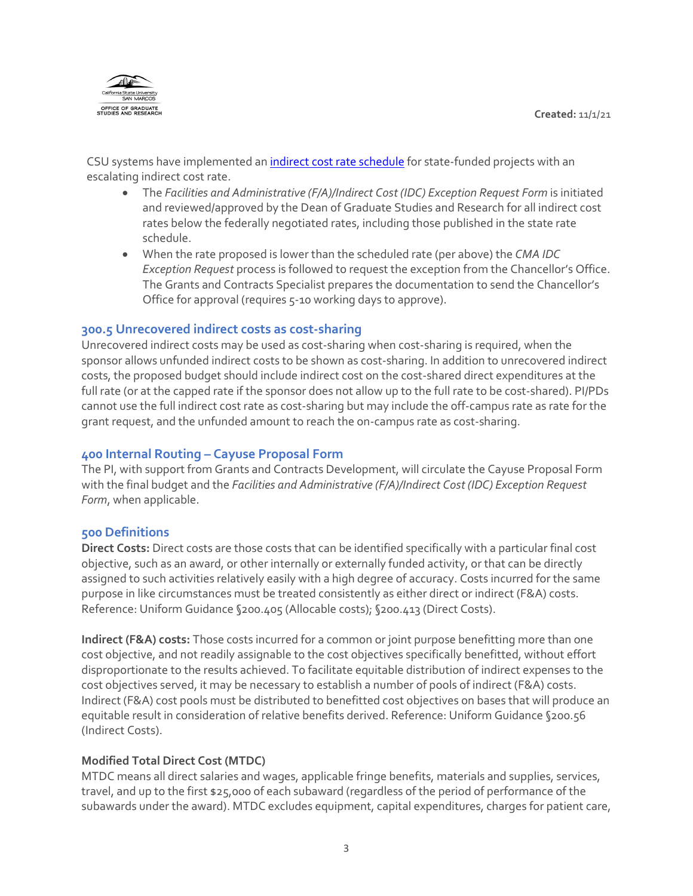CSU systems have implemented an [indirect cost rate schedule]() for state-funded projects with an escalating indirect cost rate.

- The *Facilities and Administrative (F/A)/Indirect Cost (IDC) Exception Request Form* is initiated and reviewed/approved by the Dean of Graduate Studies and Research for all indirect cost rates below the federally negotiated rates, including those published in the state rate schedule.
- When the rate proposed is lower than the scheduled rate (per above) the *CMA IDC Exception Request* process is followed to request the exception from the Chancellor's Office. The Grants and Contracts Specialist prepares the documentation to send the Chancellor's Office for approval (requires 5-10 working days to approve).

## 300.5 Unrecovered indirect costs as cost-sharing

Unrecovered indirect costs may be used as cost-sharing when cost-sharing is required, when the sponsor allows unfunded indirect costs to be shown as cost-sharing. In addition to unrecovered indirect costs, the proposed budget should include indirect cost on the cost-shared direct expenditures at the full rate (or at the capped rate if the sponsor does not allow up to the full rate to be cost-shared). PI/PDs cannot use the full indirect cost rate as cost-sharing but may include the off-campus rate as rate for the grant request, and the unfunded amount to reach the on-campus rate as cost-sharing.

## 400 Internal Routing – Cayuse Proposal Form

The PI, with support from Grants and Contracts Development, will circulate the Cayuse Proposal Form with the final budget and the *Facilities and Administrative (F/A)/Indirect Cost (IDC) Exception Request Form*, when applicable.

## 500 Definitions

**Direct Costs:** Direct costs are those costs that can be identified specifically with a particular final cost objective, such as an award, or other internally or externally funded activity, or that can be directly assigned to such activities relatively easily with a high degree of accuracy. Costs incurred for the same purpose in like circumstances must be treated consistently as either direct or indirect (F&A) costs. Reference: Uniform Guidance §200.405 (Allocable costs); §200.413 (Direct Costs).

**Indirect (F&A) costs:** Those costs incurred for a common or joint purpose benefitting more than one cost objective, and not readily assignable to the cost objectives specifically benefitted, without effort disproportionate to the results achieved. To facilitate equitable distribution of indirect expenses to the cost objectives served, it may be necessary to establish a number of pools of indirect (F&A) costs. Indirect (F&A) cost pools must be distributed to benefitted cost objectives on bases that will produce an equitable result in consideration of relative benefits derived. Reference: Uniform Guidance §200.56 (Indirect Costs).

**Modified Total Direct Cost (MTDC)**

MTDC means all direct salaries and wages, applicable fringe benefits, materials and supplies, services, travel, and up to the first $25,000 of each subaward (regardless of the period of performance of the subawards under the award). MTDC excludes equipment, capital expenditures, charges for patient care,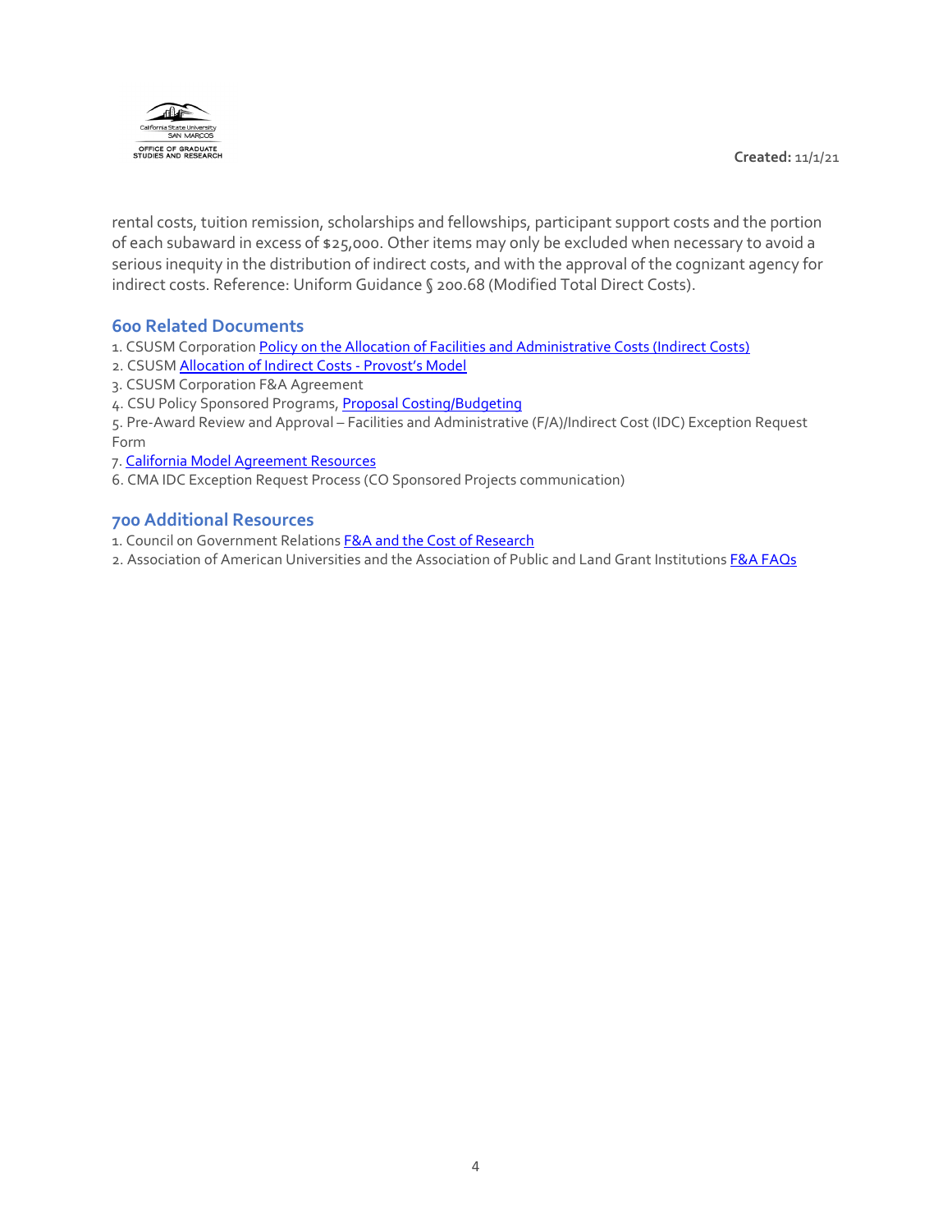rental costs, tuition remission, scholarships and fellowships, participant support costs and the portion of each subaward in excess of $25,000. Other items may only be excluded when necessary to avoid a serious inequity in the distribution of indirect costs, and with the approval of the cognizant agency for indirect costs. Reference: Uniform Guidance § 200.68 (Modified Total Direct Costs).

## 600 Related Documents

1. CSUSM Corporation Policy on the Allocation of Facilities and Administrative Costs (Indirect Costs)
2. CSUSM Allocation of Indirect Costs - Provost's Model
3. CSUSM Corporation F&A Agreement
4. CSU Policy Sponsored Programs, Proposal Costing/Budgeting
5. Pre-Award Review and Approval – Facilities and Administrative (F/A)/Indirect Cost (IDC) Exception Request Form
7. California Model Agreement Resources
6. CMA IDC Exception Request Process (CO Sponsored Projects communication)

## 700 Additional Resources

1. Council on Government Relations F&A and the Cost of Research
2. Association of American Universities and the Association of Public and Land Grant Institutions F&A FAQs